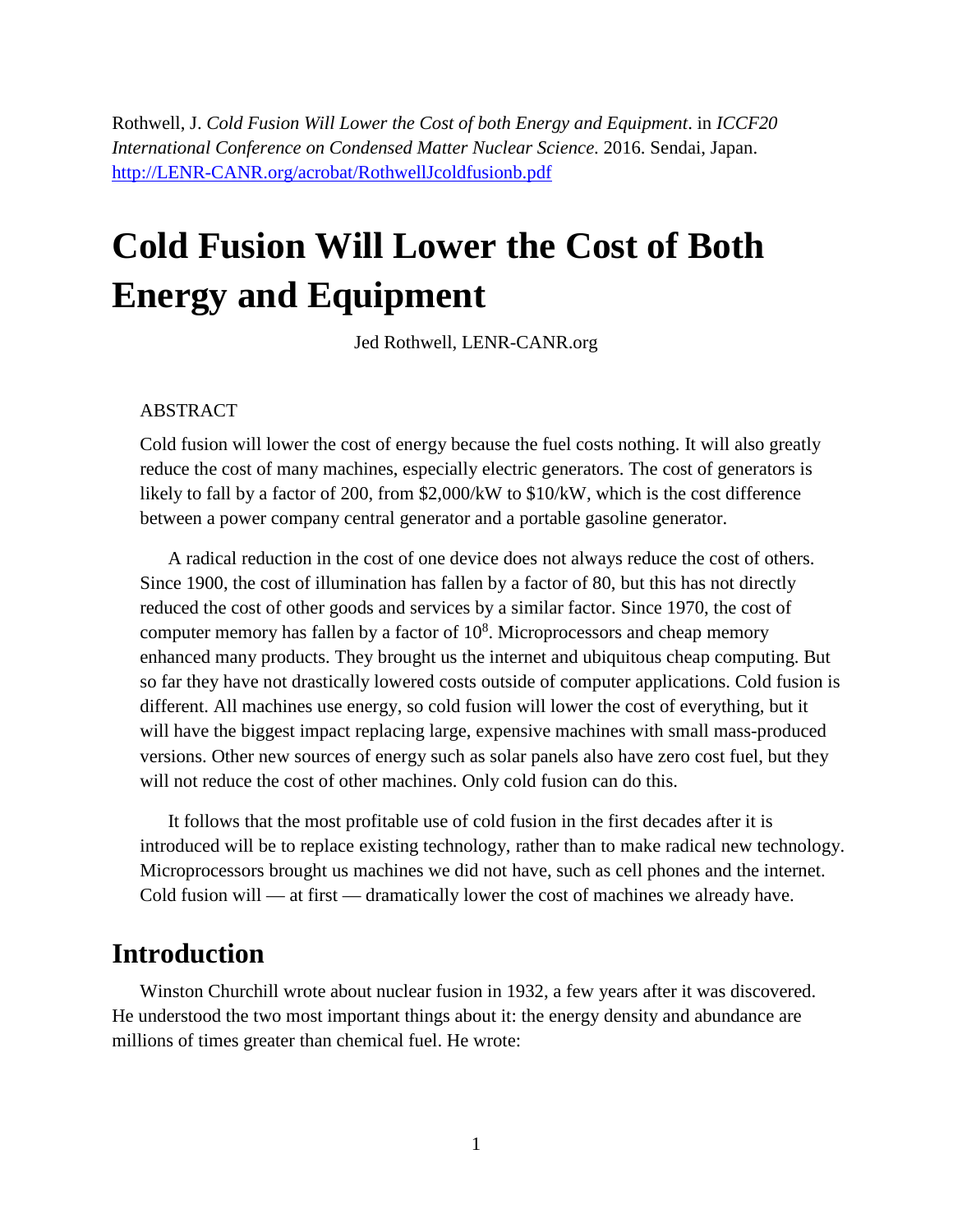Rothwell, J. *Cold Fusion Will Lower the Cost of both Energy and Equipment*. in *ICCF20 International Conference on Condensed Matter Nuclear Science*. 2016. Sendai, Japan. http://LENR-CANR.org/acrobat/RothwellJcoldfusionb.pdf

# Cold Fusion Will Lower the Cost of Both Energy and Equipment

Jed Rothwell, LENR-CANR.org

ABSTRACT

Cold fusion will lower the cost of energy because the fuel costs nothing. It will also greatly reduce the cost of many machines, especially electric generators. The cost of generators is likely to fall by a factor of 200, from $2,000/kW to $10/kW, which is the cost difference between a power company central generator and a portable gasoline generator.

A radical reduction in the cost of one device does not always reduce the cost of others. Since 1900, the cost of illumination has fallen by a factor of 80, but this has not directly reduced the cost of other goods and services by a similar factor. Since 1970, the cost of computer memory has fallen by a factor of $10^8$. Microprocessors and cheap memory enhanced many products. They brought us the internet and ubiquitous cheap computing. But so far they have not drastically lowered costs outside of computer applications. Cold fusion is different. All machines use energy, so cold fusion will lower the cost of everything, but it will have the biggest impact replacing large, expensive machines with small mass-produced versions. Other new sources of energy such as solar panels also have zero cost fuel, but they will not reduce the cost of other machines. Only cold fusion can do this.

It follows that the most profitable use of cold fusion in the first decades after it is introduced will be to replace existing technology, rather than to make radical new technology. Microprocessors brought us machines we did not have, such as cell phones and the internet. Cold fusion will — at first — dramatically lower the cost of machines we already have.

## Introduction

Winston Churchill wrote about nuclear fusion in 1932, a few years after it was discovered. He understood the two most important things about it: the energy density and abundance are millions of times greater than chemical fuel. He wrote: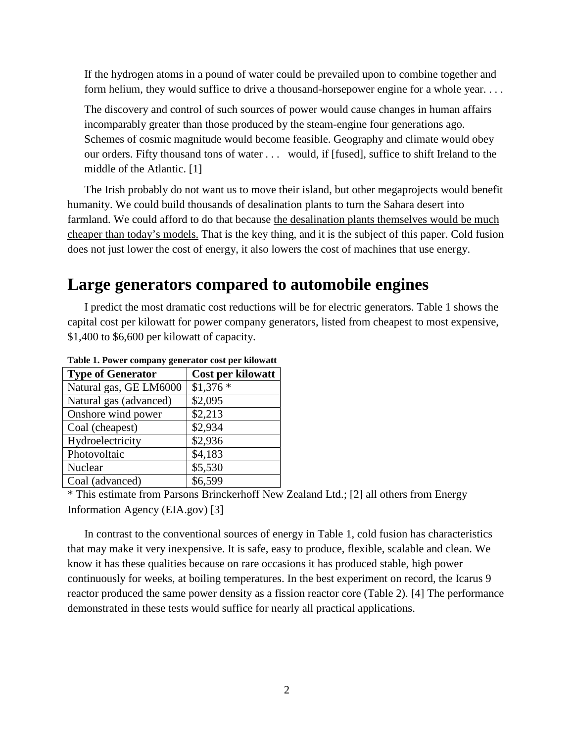> If the hydrogen atoms in a pound of water could be prevailed upon to combine together and form helium, they would suffice to drive a thousand-horsepower engine for a whole year. . . .
>
> The discovery and control of such sources of power would cause changes in human affairs incomparably greater than those produced by the steam-engine four generations ago. Schemes of cosmic magnitude would become feasible. Geography and climate would obey our orders. Fifty thousand tons of water . . . would, if [fused], suffice to shift Ireland to the middle of the Atlantic. [1]

The Irish probably do not want us to move their island, but other megaprojects would benefit humanity. We could build thousands of desalination plants to turn the Sahara desert into farmland. We could afford to do that because <u>the desalination plants themselves would be much cheaper than today's models.</u> That is the key thing, and it is the subject of this paper. Cold fusion does not just lower the cost of energy, it also lowers the cost of machines that use energy.

# Large generators compared to automobile engines

I predict the most dramatic cost reductions will be for electric generators. Table 1 shows the capital cost per kilowatt for power company generators, listed from cheapest to most expensive, $1,400 to $6,600 per kilowatt of capacity.

**Table 1. Power company generator cost per kilowatt**

| Type of Generator | Cost per kilowatt |
|---|---|
| Natural gas, GE LM6000 | $1,376 * |
| Natural gas (advanced) | $2,095 |
| Onshore wind power | $2,213 |
| Coal (cheapest) | $2,934 |
| Hydroelectricity | $2,936 |
| Photovoltaic | $4,183 |
| Nuclear | $5,530 |
| Coal (advanced) | $6,599 |

* This estimate from Parsons Brinckerhoff New Zealand Ltd.; [2] all others from Energy Information Agency (EIA.gov) [3]

In contrast to the conventional sources of energy in Table 1, cold fusion has characteristics that may make it very inexpensive. It is safe, easy to produce, flexible, scalable and clean. We know it has these qualities because on rare occasions it has produced stable, high power continuously for weeks, at boiling temperatures. In the best experiment on record, the Icarus 9 reactor produced the same power density as a fission reactor core (Table 2). [4] The performance demonstrated in these tests would suffice for nearly all practical applications.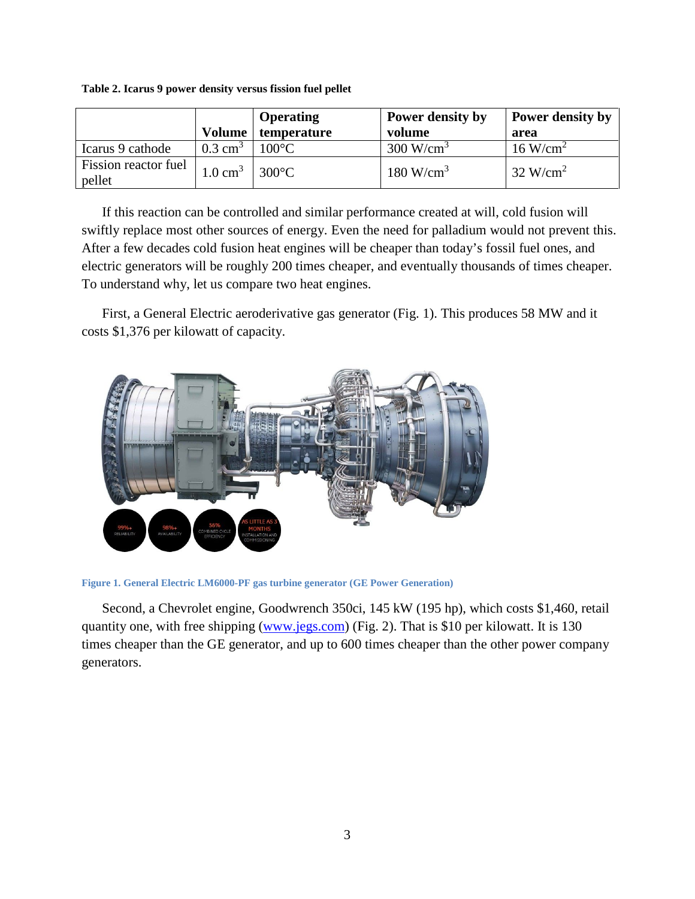**Table 2. Icarus 9 power density versus fission fuel pellet**

| | Volume | Operating temperature | Power density by volume | Power density by area |
|---|---|---|---|---|
| Icarus 9 cathode | 0.3 cm$^3$ | 100°C | 300 W/cm$^3$ | 16 W/cm$^2$ |
| Fission reactor fuel pellet | 1.0 cm$^3$ | 300°C | 180 W/cm$^3$ | 32 W/cm$^2$ |

If this reaction can be controlled and similar performance created at will, cold fusion will swiftly replace most other sources of energy. Even the need for palladium would not prevent this. After a few decades cold fusion heat engines will be cheaper than today's fossil fuel ones, and electric generators will be roughly 200 times cheaper, and eventually thousands of times cheaper. To understand why, let us compare two heat engines.

First, a General Electric aeroderivative gas generator (Fig. 1). This produces 58 MW and it costs $1,376 per kilowatt of capacity.

**Figure 1. General Electric LM6000-PF gas turbine generator (GE Power Generation)**

Second, a Chevrolet engine, Goodwrench 350ci, 145 kW (195 hp), which costs $1,460, retail quantity one, with free shipping (www.jegs.com) (Fig. 2). That is $10 per kilowatt. It is 130 times cheaper than the GE generator, and up to 600 times cheaper than the other power company generators.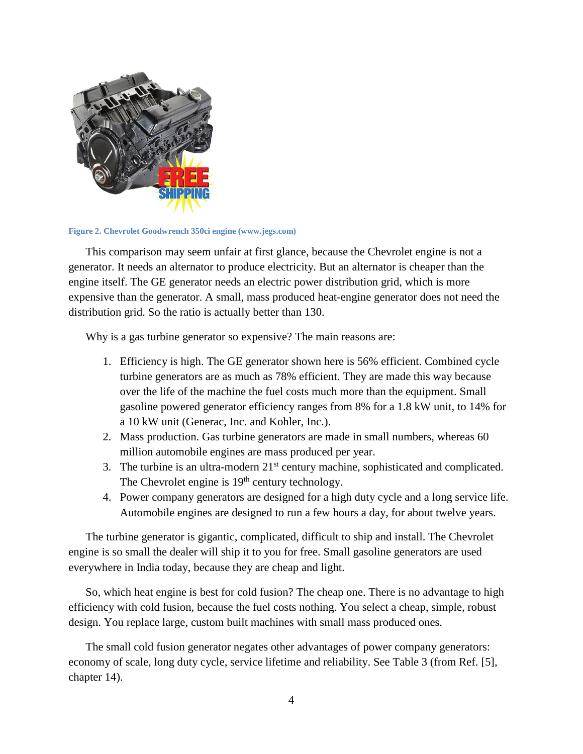Figure 2. Chevrolet Goodwrench 350ci engine (www.jegs.com)

This comparison may seem unfair at first glance, because the Chevrolet engine is not a generator. It needs an alternator to produce electricity. But an alternator is cheaper than the engine itself. The GE generator needs an electric power distribution grid, which is more expensive than the generator. A small, mass produced heat-engine generator does not need the distribution grid. So the ratio is actually better than 130.

Why is a gas turbine generator so expensive? The main reasons are:

1. Efficiency is high. The GE generator shown here is 56% efficient. Combined cycle turbine generators are as much as 78% efficient. They are made this way because over the life of the machine the fuel costs much more than the equipment. Small gasoline powered generator efficiency ranges from 8% for a 1.8 kW unit, to 14% for a 10 kW unit (Generac, Inc. and Kohler, Inc.).
2. Mass production. Gas turbine generators are made in small numbers, whereas 60 million automobile engines are mass produced per year.
3. The turbine is an ultra-modern 21st century machine, sophisticated and complicated. The Chevrolet engine is 19th century technology.
4. Power company generators are designed for a high duty cycle and a long service life. Automobile engines are designed to run a few hours a day, for about twelve years.

The turbine generator is gigantic, complicated, difficult to ship and install. The Chevrolet engine is so small the dealer will ship it to you for free. Small gasoline generators are used everywhere in India today, because they are cheap and light.

So, which heat engine is best for cold fusion? The cheap one. There is no advantage to high efficiency with cold fusion, because the fuel costs nothing. You select a cheap, simple, robust design. You replace large, custom built machines with small mass produced ones.

The small cold fusion generator negates other advantages of power company generators: economy of scale, long duty cycle, service lifetime and reliability. See Table 3 (from Ref. [5], chapter 14).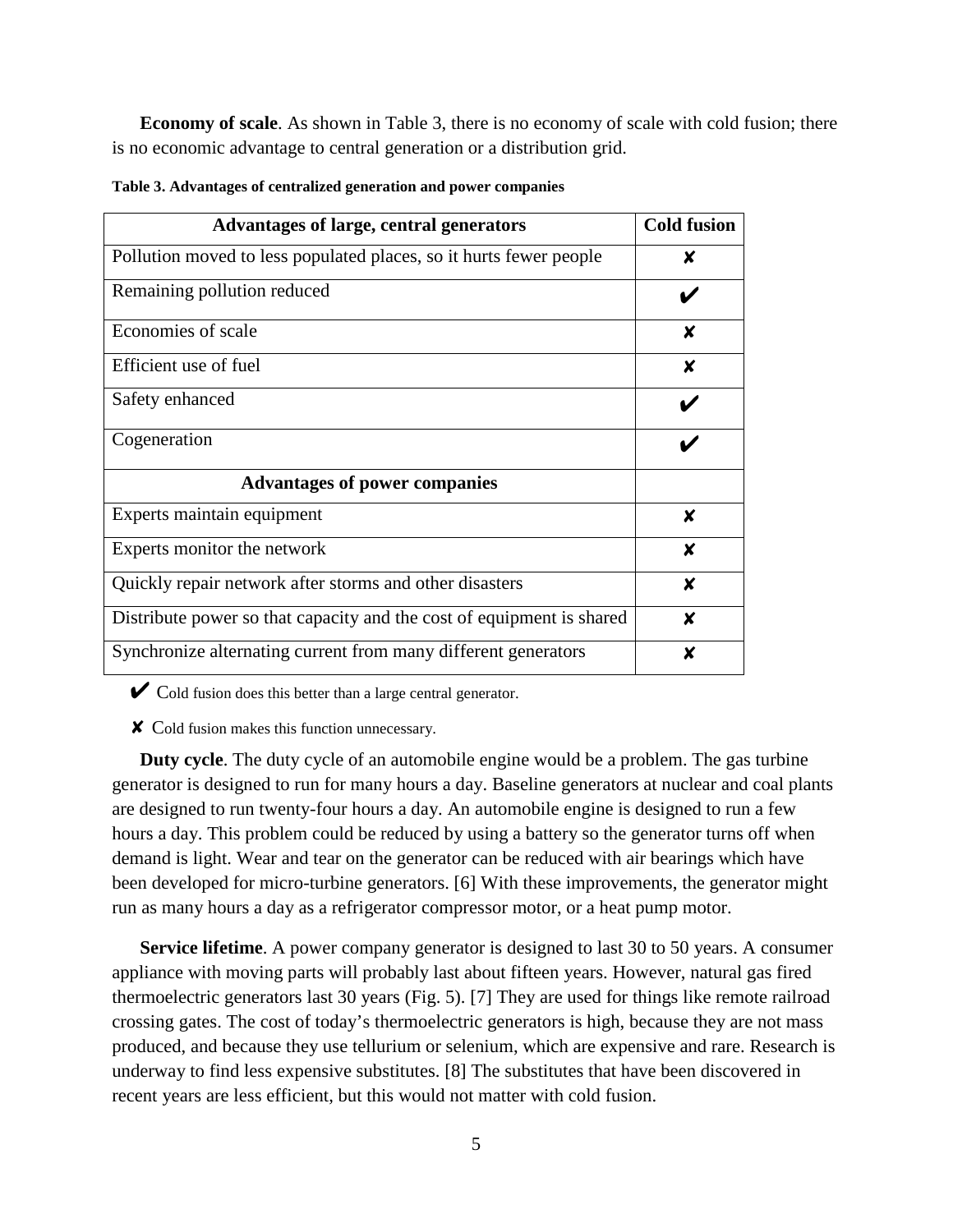**Economy of scale**. As shown in Table 3, there is no economy of scale with cold fusion; there is no economic advantage to central generation or a distribution grid.

**Table 3. Advantages of centralized generation and power companies**

| Advantages of large, central generators | Cold fusion |
|---|---|
| Pollution moved to less populated places, so it hurts fewer people | ✘ |
| Remaining pollution reduced | ✔ |
| Economies of scale | ✘ |
| Efficient use of fuel | ✘ |
| Safety enhanced | ✔ |
| Cogeneration | ✔ |
| **Advantages of power companies** | |
| Experts maintain equipment | ✘ |
| Experts monitor the network | ✘ |
| Quickly repair network after storms and other disasters | ✘ |
| Distribute power so that capacity and the cost of equipment is shared | ✘ |
| Synchronize alternating current from many different generators | ✘ |

✔ Cold fusion does this better than a large central generator.

✘ Cold fusion makes this function unnecessary.

**Duty cycle**. The duty cycle of an automobile engine would be a problem. The gas turbine generator is designed to run for many hours a day. Baseline generators at nuclear and coal plants are designed to run twenty-four hours a day. An automobile engine is designed to run a few hours a day. This problem could be reduced by using a battery so the generator turns off when demand is light. Wear and tear on the generator can be reduced with air bearings which have been developed for micro-turbine generators. [6] With these improvements, the generator might run as many hours a day as a refrigerator compressor motor, or a heat pump motor.

**Service lifetime**. A power company generator is designed to last 30 to 50 years. A consumer appliance with moving parts will probably last about fifteen years. However, natural gas fired thermoelectric generators last 30 years (Fig. 5). [7] They are used for things like remote railroad crossing gates. The cost of today's thermoelectric generators is high, because they are not mass produced, and because they use tellurium or selenium, which are expensive and rare. Research is underway to find less expensive substitutes. [8] The substitutes that have been discovered in recent years are less efficient, but this would not matter with cold fusion.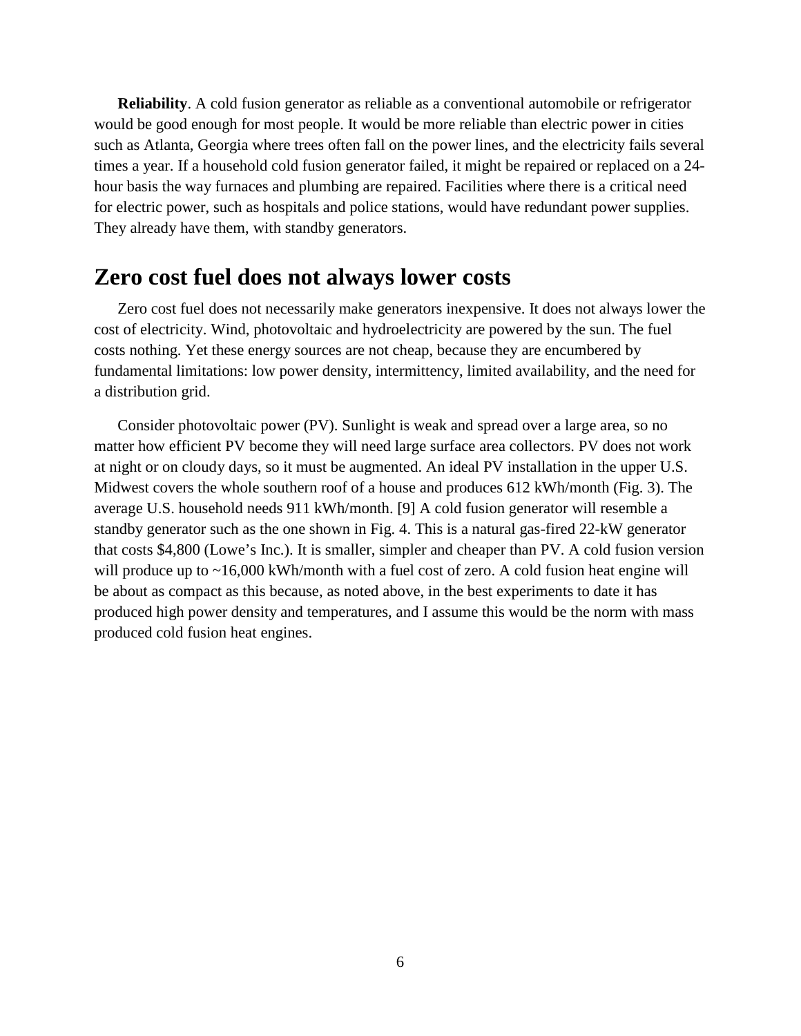**Reliability**. A cold fusion generator as reliable as a conventional automobile or refrigerator would be good enough for most people. It would be more reliable than electric power in cities such as Atlanta, Georgia where trees often fall on the power lines, and the electricity fails several times a year. If a household cold fusion generator failed, it might be repaired or replaced on a 24-hour basis the way furnaces and plumbing are repaired. Facilities where there is a critical need for electric power, such as hospitals and police stations, would have redundant power supplies. They already have them, with standby generators.

## Zero cost fuel does not always lower costs

Zero cost fuel does not necessarily make generators inexpensive. It does not always lower the cost of electricity. Wind, photovoltaic and hydroelectricity are powered by the sun. The fuel costs nothing. Yet these energy sources are not cheap, because they are encumbered by fundamental limitations: low power density, intermittency, limited availability, and the need for a distribution grid.

Consider photovoltaic power (PV). Sunlight is weak and spread over a large area, so no matter how efficient PV become they will need large surface area collectors. PV does not work at night or on cloudy days, so it must be augmented. An ideal PV installation in the upper U.S. Midwest covers the whole southern roof of a house and produces 612 kWh/month (Fig. 3). The average U.S. household needs 911 kWh/month. [9] A cold fusion generator will resemble a standby generator such as the one shown in Fig. 4. This is a natural gas-fired 22-kW generator that costs $4,800 (Lowe's Inc.). It is smaller, simpler and cheaper than PV. A cold fusion version will produce up to ~16,000 kWh/month with a fuel cost of zero. A cold fusion heat engine will be about as compact as this because, as noted above, in the best experiments to date it has produced high power density and temperatures, and I assume this would be the norm with mass produced cold fusion heat engines.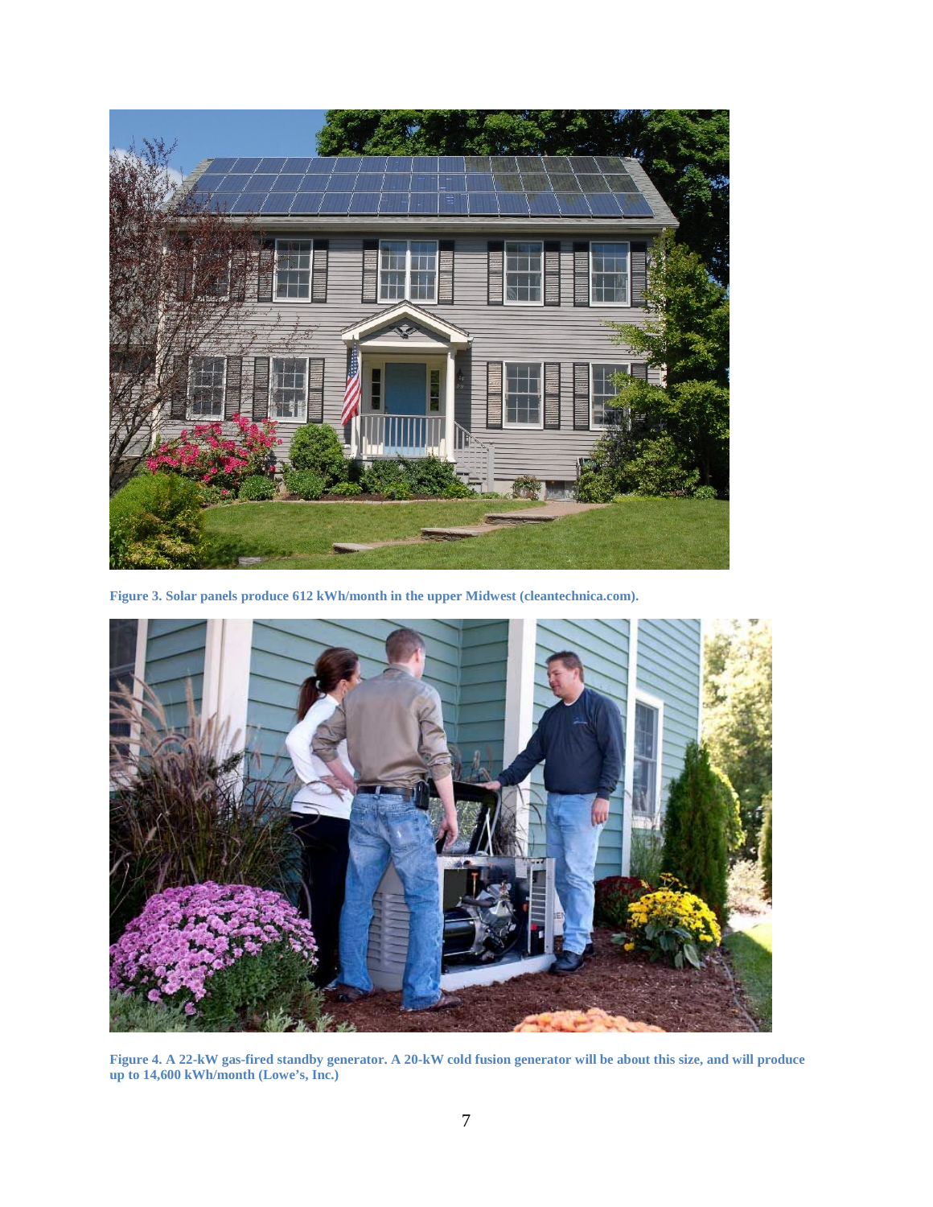**Figure 3. Solar panels produce 612 kWh/month in the upper Midwest (cleantechnica.com).**

**Figure 4. A 22-kW gas-fired standby generator. A 20-kW cold fusion generator will be about this size, and will produce up to 14,600 kWh/month (Lowe's, Inc.)**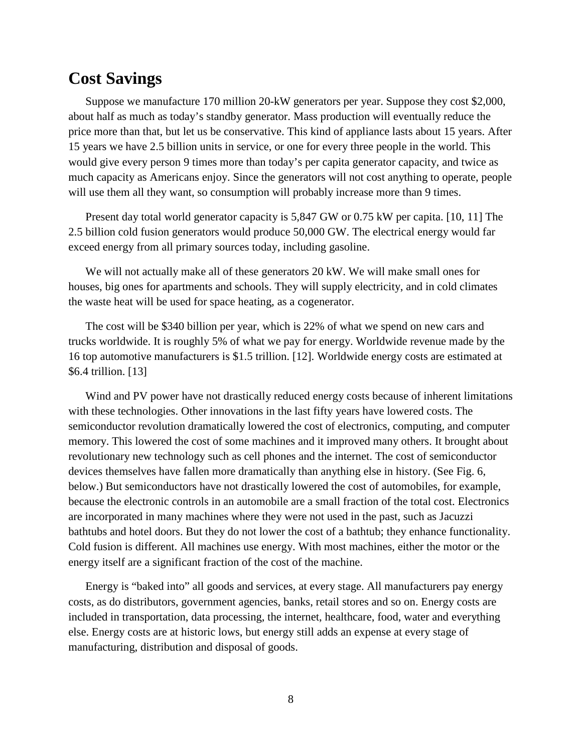## Cost Savings

Suppose we manufacture 170 million 20-kW generators per year. Suppose they cost $2,000, about half as much as today's standby generator. Mass production will eventually reduce the price more than that, but let us be conservative. This kind of appliance lasts about 15 years. After 15 years we have 2.5 billion units in service, or one for every three people in the world. This would give every person 9 times more than today's per capita generator capacity, and twice as much capacity as Americans enjoy. Since the generators will not cost anything to operate, people will use them all they want, so consumption will probably increase more than 9 times.

Present day total world generator capacity is 5,847 GW or 0.75 kW per capita. [10, 11] The 2.5 billion cold fusion generators would produce 50,000 GW. The electrical energy would far exceed energy from all primary sources today, including gasoline.

We will not actually make all of these generators 20 kW. We will make small ones for houses, big ones for apartments and schools. They will supply electricity, and in cold climates the waste heat will be used for space heating, as a cogenerator.

The cost will be $340 billion per year, which is 22% of what we spend on new cars and trucks worldwide. It is roughly 5% of what we pay for energy. Worldwide revenue made by the 16 top automotive manufacturers is $1.5 trillion. [12]. Worldwide energy costs are estimated at $6.4 trillion. [13]

Wind and PV power have not drastically reduced energy costs because of inherent limitations with these technologies. Other innovations in the last fifty years have lowered costs. The semiconductor revolution dramatically lowered the cost of electronics, computing, and computer memory. This lowered the cost of some machines and it improved many others. It brought about revolutionary new technology such as cell phones and the internet. The cost of semiconductor devices themselves have fallen more dramatically than anything else in history. (See Fig. 6, below.) But semiconductors have not drastically lowered the cost of automobiles, for example, because the electronic controls in an automobile are a small fraction of the total cost. Electronics are incorporated in many machines where they were not used in the past, such as Jacuzzi bathtubs and hotel doors. But they do not lower the cost of a bathtub; they enhance functionality. Cold fusion is different. All machines use energy. With most machines, either the motor or the energy itself are a significant fraction of the cost of the machine.

Energy is "baked into" all goods and services, at every stage. All manufacturers pay energy costs, as do distributors, government agencies, banks, retail stores and so on. Energy costs are included in transportation, data processing, the internet, healthcare, food, water and everything else. Energy costs are at historic lows, but energy still adds an expense at every stage of manufacturing, distribution and disposal of goods.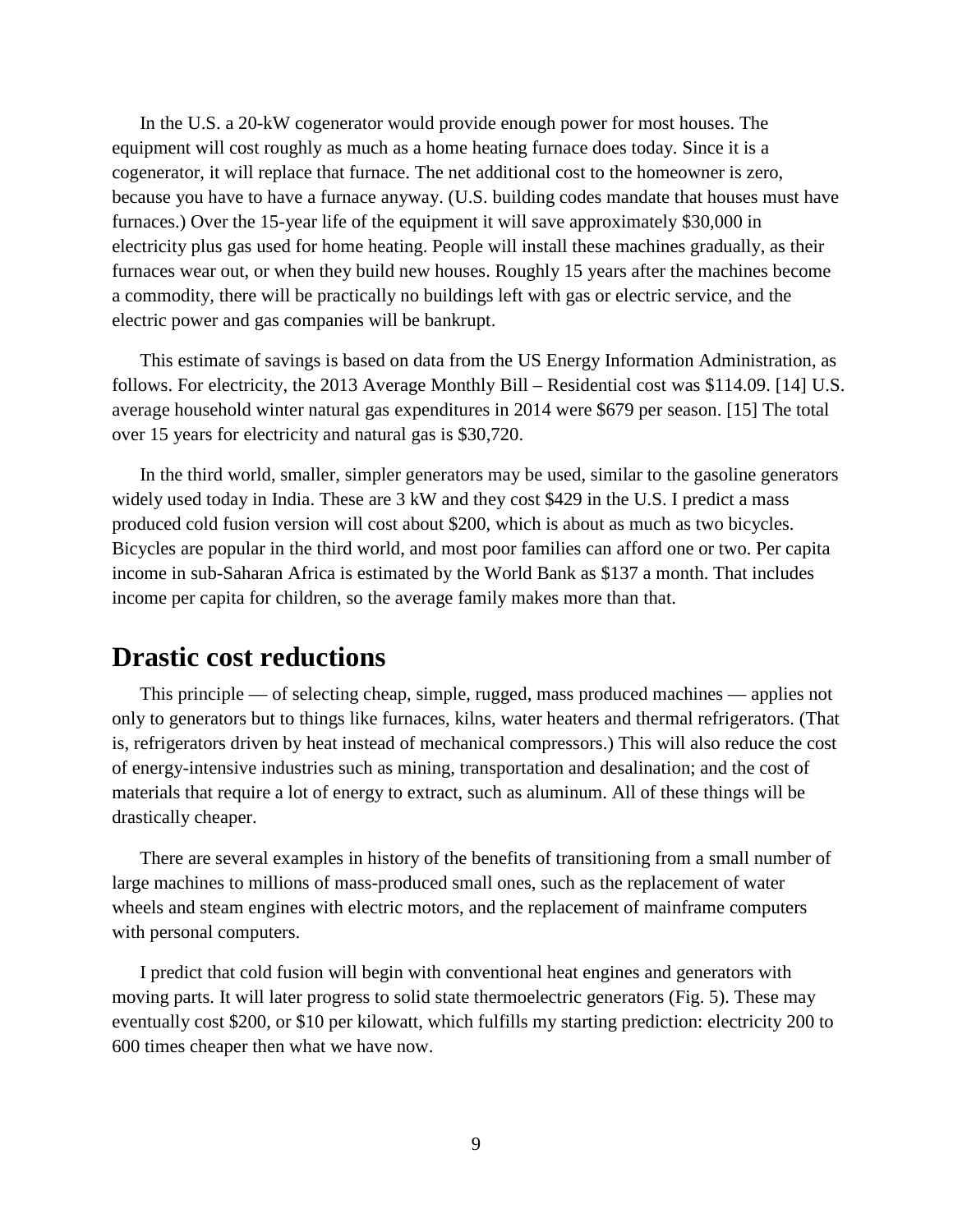In the U.S. a 20-kW cogenerator would provide enough power for most houses. The equipment will cost roughly as much as a home heating furnace does today. Since it is a cogenerator, it will replace that furnace. The net additional cost to the homeowner is zero, because you have to have a furnace anyway. (U.S. building codes mandate that houses must have furnaces.) Over the 15-year life of the equipment it will save approximately $30,000 in electricity plus gas used for home heating. People will install these machines gradually, as their furnaces wear out, or when they build new houses. Roughly 15 years after the machines become a commodity, there will be practically no buildings left with gas or electric service, and the electric power and gas companies will be bankrupt.

This estimate of savings is based on data from the US Energy Information Administration, as follows. For electricity, the 2013 Average Monthly Bill – Residential cost was $114.09. [14] U.S. average household winter natural gas expenditures in 2014 were $679 per season. [15] The total over 15 years for electricity and natural gas is $30,720.

In the third world, smaller, simpler generators may be used, similar to the gasoline generators widely used today in India. These are 3 kW and they cost $429 in the U.S. I predict a mass produced cold fusion version will cost about $200, which is about as much as two bicycles. Bicycles are popular in the third world, and most poor families can afford one or two. Per capita income in sub-Saharan Africa is estimated by the World Bank as $137 a month. That includes income per capita for children, so the average family makes more than that.

## Drastic cost reductions

This principle — of selecting cheap, simple, rugged, mass produced machines — applies not only to generators but to things like furnaces, kilns, water heaters and thermal refrigerators. (That is, refrigerators driven by heat instead of mechanical compressors.) This will also reduce the cost of energy-intensive industries such as mining, transportation and desalination; and the cost of materials that require a lot of energy to extract, such as aluminum. All of these things will be drastically cheaper.

There are several examples in history of the benefits of transitioning from a small number of large machines to millions of mass-produced small ones, such as the replacement of water wheels and steam engines with electric motors, and the replacement of mainframe computers with personal computers.

I predict that cold fusion will begin with conventional heat engines and generators with moving parts. It will later progress to solid state thermoelectric generators (Fig. 5). These may eventually cost $200, or $10 per kilowatt, which fulfills my starting prediction: electricity 200 to 600 times cheaper then what we have now.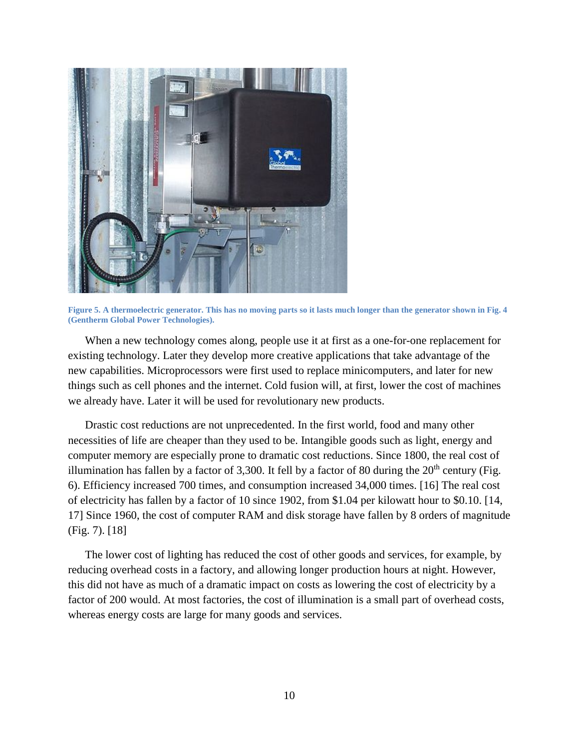Figure 5. A thermoelectric generator. This has no moving parts so it lasts much longer than the generator shown in Fig. 4 (Gentherm Global Power Technologies).

When a new technology comes along, people use it at first as a one-for-one replacement for existing technology. Later they develop more creative applications that take advantage of the new capabilities. Microprocessors were first used to replace minicomputers, and later for new things such as cell phones and the internet. Cold fusion will, at first, lower the cost of machines we already have. Later it will be used for revolutionary new products.

Drastic cost reductions are not unprecedented. In the first world, food and many other necessities of life are cheaper than they used to be. Intangible goods such as light, energy and computer memory are especially prone to dramatic cost reductions. Since 1800, the real cost of illumination has fallen by a factor of 3,300. It fell by a factor of 80 during the 20th century (Fig. 6). Efficiency increased 700 times, and consumption increased 34,000 times. [16] The real cost of electricity has fallen by a factor of 10 since 1902, from $1.04 per kilowatt hour to $0.10. [14, 17] Since 1960, the cost of computer RAM and disk storage have fallen by 8 orders of magnitude (Fig. 7). [18]

The lower cost of lighting has reduced the cost of other goods and services, for example, by reducing overhead costs in a factory, and allowing longer production hours at night. However, this did not have as much of a dramatic impact on costs as lowering the cost of electricity by a factor of 200 would. At most factories, the cost of illumination is a small part of overhead costs, whereas energy costs are large for many goods and services.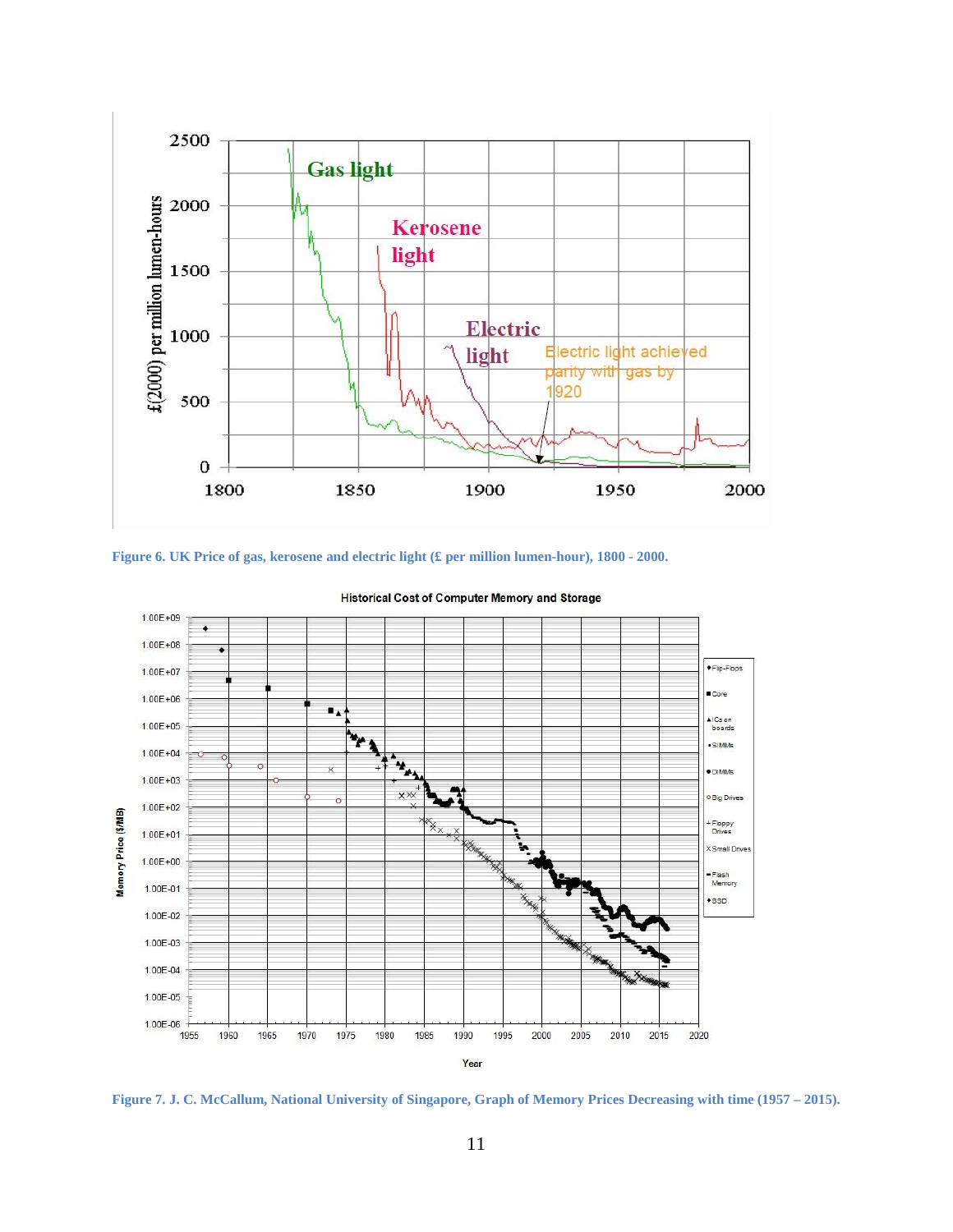Figure 6. UK Price of gas, kerosene and electric light (£ per million lumen-hour), 1800 - 2000.

Figure 7. J. C. McCallum, National University of Singapore, Graph of Memory Prices Decreasing with time (1957 – 2015).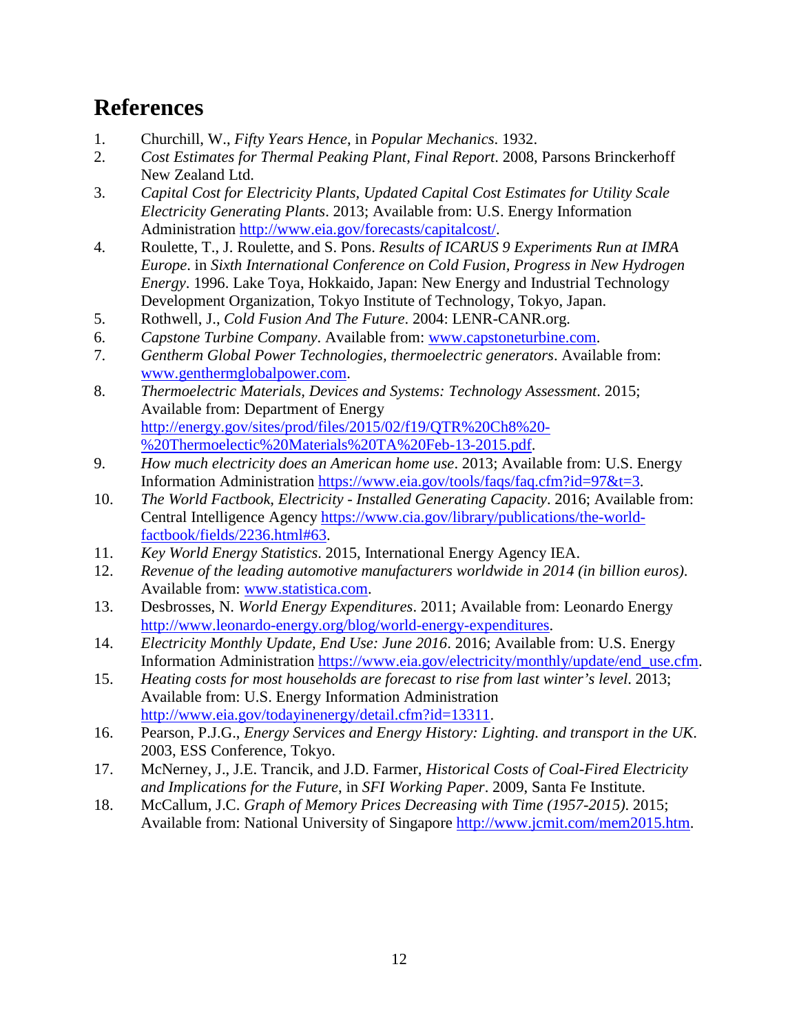# References

1. Churchill, W., *Fifty Years Hence*, in *Popular Mechanics*. 1932.
2. *Cost Estimates for Thermal Peaking Plant, Final Report*. 2008, Parsons Brinckerhoff New Zealand Ltd.
3. *Capital Cost for Electricity Plants, Updated Capital Cost Estimates for Utility Scale Electricity Generating Plants*. 2013; Available from: U.S. Energy Information Administration http://www.eia.gov/forecasts/capitalcost/.
4. Roulette, T., J. Roulette, and S. Pons. *Results of ICARUS 9 Experiments Run at IMRA Europe*. in *Sixth International Conference on Cold Fusion, Progress in New Hydrogen Energy*. 1996. Lake Toya, Hokkaido, Japan: New Energy and Industrial Technology Development Organization, Tokyo Institute of Technology, Tokyo, Japan.
5. Rothwell, J., *Cold Fusion And The Future*. 2004: LENR-CANR.org.
6. *Capstone Turbine Company*. Available from: www.capstoneturbine.com.
7. *Gentherm Global Power Technologies, thermoelectric generators*. Available from: www.genthermglobalpower.com.
8. *Thermoelectric Materials, Devices and Systems: Technology Assessment*. 2015; Available from: Department of Energy http://energy.gov/sites/prod/files/2015/02/f19/QTR%20Ch8%20-%20Thermoelectic%20Materials%20TA%20Feb-13-2015.pdf.
9. *How much electricity does an American home use*. 2013; Available from: U.S. Energy Information Administration https://www.eia.gov/tools/faqs/faq.cfm?id=97&t=3.
10. *The World Factbook, Electricity - Installed Generating Capacity*. 2016; Available from: Central Intelligence Agency https://www.cia.gov/library/publications/the-world-factbook/fields/2236.html#63.
11. *Key World Energy Statistics*. 2015, International Energy Agency IEA.
12. *Revenue of the leading automotive manufacturers worldwide in 2014 (in billion euros)*. Available from: www.statistica.com.
13. Desbrosses, N. *World Energy Expenditures*. 2011; Available from: Leonardo Energy http://www.leonardo-energy.org/blog/world-energy-expenditures.
14. *Electricity Monthly Update, End Use: June 2016*. 2016; Available from: U.S. Energy Information Administration https://www.eia.gov/electricity/monthly/update/end_use.cfm.
15. *Heating costs for most households are forecast to rise from last winter's level*. 2013; Available from: U.S. Energy Information Administration http://www.eia.gov/todayinenergy/detail.cfm?id=13311.
16. Pearson, P.J.G., *Energy Services and Energy History: Lighting. and transport in the UK*. 2003, ESS Conference, Tokyo.
17. McNerney, J., J.E. Trancik, and J.D. Farmer, *Historical Costs of Coal-Fired Electricity and Implications for the Future*, in *SFI Working Paper*. 2009, Santa Fe Institute.
18. McCallum, J.C. *Graph of Memory Prices Decreasing with Time (1957-2015)*. 2015; Available from: National University of Singapore http://www.jcmit.com/mem2015.htm.